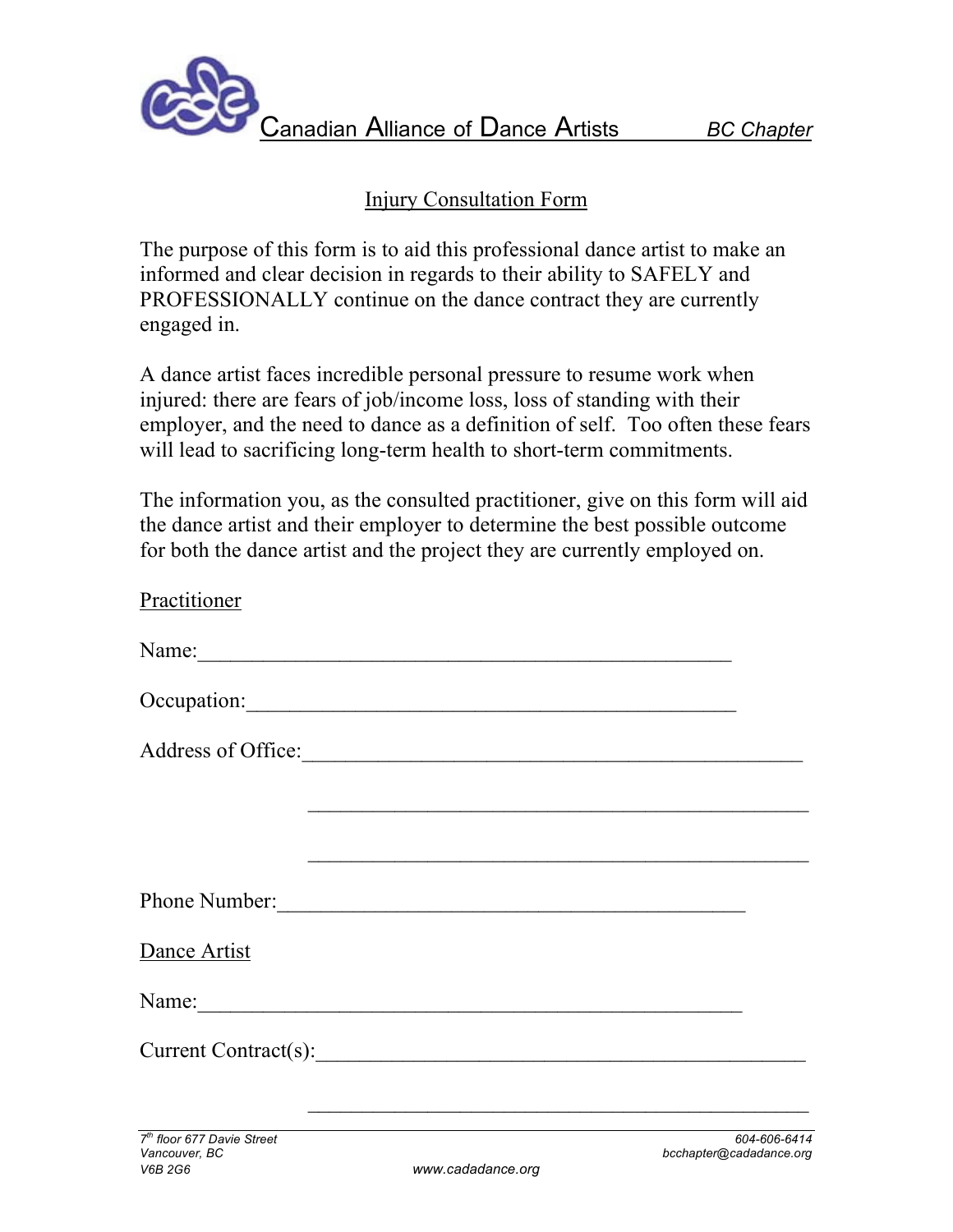Canadian Alliance of Dance Artists — BC Chapter

## Injury Consultation Form

The purpose of this form is to aid this professional dance artist to make an informed and clear decision in regards to their ability to SAFELY and PROFESSIONALLY continue on the dance contract they are currently engaged in.

A dance artist faces incredible personal pressure to resume work when injured: there are fears of job/income loss, loss of standing with their employer, and the need to dance as a definition of self. Too often these fears will lead to sacrificing long-term health to short-term commitments.

The information you, as the consulted practitioner, give on this form will aid the dance artist and their employer to determine the best possible outcome for both the dance artist and the project they are currently employed on.

### Practitioner

Name:_______________________________________________

Occupation:____________________________________________

Address of Office:_______________________________________________

_______________________________________________

_______________________________________________

Phone Number:____________________________________________

### Dance Artist

Name:_______________________________________________

Current Contract(s):_______________________________________________

_______________________________________________

7th floor 677 Davie Street
Vancouver, BC
V6B 2G6

www.cadadance.org

604-606-6414
bcchapter@cadadance.org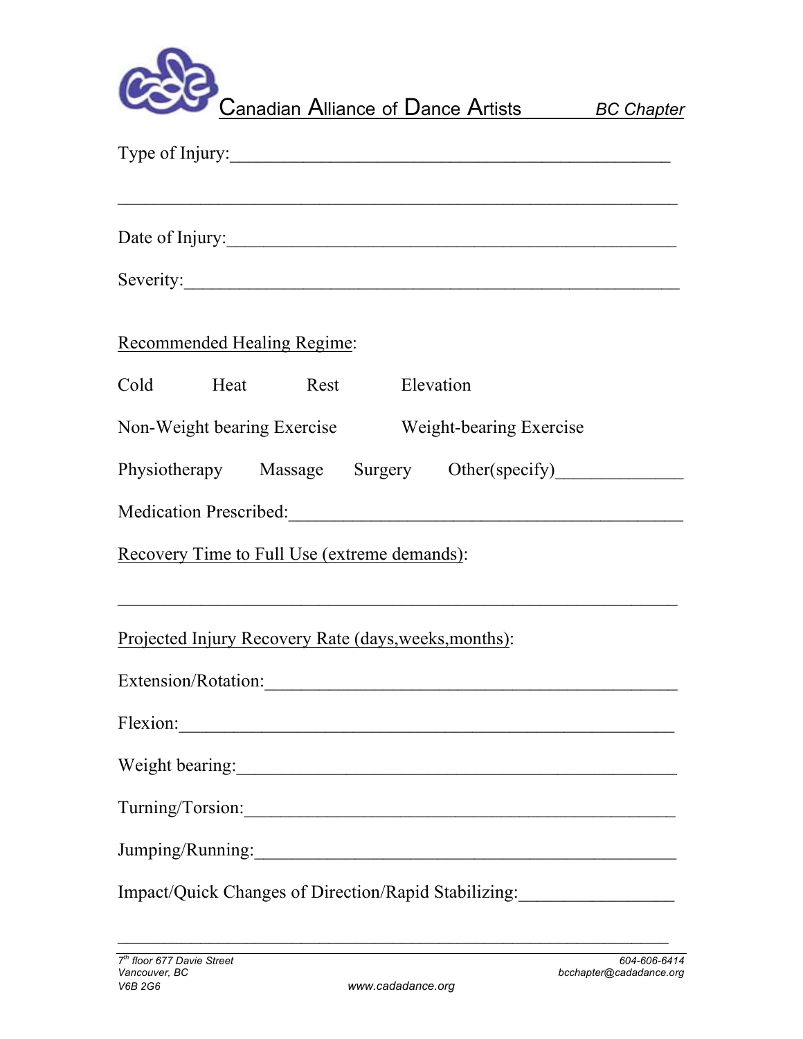Canadian Alliance of Dance Artists BC Chapter

Type of Injury:_______________________________________________

_______________________________________________________________

Date of Injury:_______________________________________________

Severity:_____________________________________________________

Recommended Healing Regime:

Cold Heat Rest Elevation

Non-Weight bearing Exercise Weight-bearing Exercise

Physiotherapy Massage Surgery Other(specify)_____________

Medication Prescribed:________________________________________

Recovery Time to Full Use (extreme demands):

_______________________________________________________________

Projected Injury Recovery Rate (days,weeks,months):

Extension/Rotation:___________________________________________

Flexion:______________________________________________________

Weight bearing:_______________________________________________

Turning/Torsion:______________________________________________

Jumping/Running:______________________________________________

Impact/Quick Changes of Direction/Rapid Stabilizing:_______________

_______________________________________________________________

7th floor 677 Davie Street
Vancouver, BC
V6B 2G6

www.cadadance.org

604-606-6414
bcchapter@cadadance.org